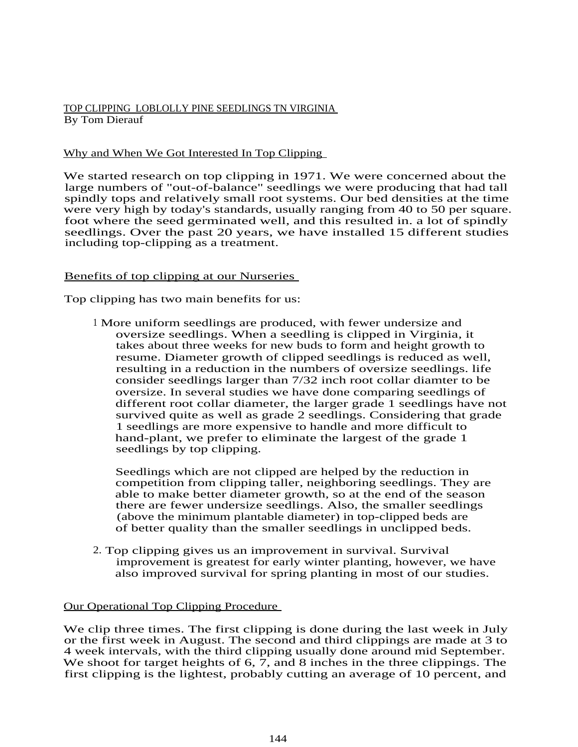# TOP CLIPPING LOBLOLLY PINE SEEDLINGS TN VIRGINIA

By Tom Dierauf

## Why and When We Got Interested In Top Clipping

We started research on top clipping in 1971. We were concerned about the large numbers of "out-of-balance" seedlings we were producing that had tall spindly tops and relatively small root systems. Our bed densities at the time were very high by today's standards, usually ranging from 40 to 50 per square. foot where the seed germinated well, and this resulted in. a lot of spindly seedlings. Over the past 20 years, we have installed 15 different studies including top-clipping as a treatment.

## Benefits of top clipping at our Nurseries

Top clipping has two main benefits for us:

1 More uniform seedlings are produced, with fewer undersize and oversize seedlings. When a seedling is clipped in Virginia, it takes about three weeks for new buds to form and height growth to resume. Diameter growth of clipped seedlings is reduced as well, resulting in a reduction in the numbers of oversize seedlings. life consider seedlings larger than 7/32 inch root collar diamter to be oversize. In several studies we have done comparing seedlings of different root collar diameter, the larger grade 1 seedlings have not survived quite as well as grade 2 seedlings. Considering that grade 1 seedlings are more expensive to handle and more difficult to hand-plant, we prefer to eliminate the largest of the grade 1 seedlings by top clipping.

   Seedlings which are not clipped are helped by the reduction in competition from clipping taller, neighboring seedlings. They are able to make better diameter growth, so at the end of the season there are fewer undersize seedlings. Also, the smaller seedlings (above the minimum plantable diameter) in top-clipped beds are of better quality than the smaller seedlings in unclipped beds.

2. Top clipping gives us an improvement in survival. Survival improvement is greatest for early winter planting, however, we have also improved survival for spring planting in most of our studies.

## Our Operational Top Clipping Procedure

We clip three times. The first clipping is done during the last week in July or the first week in August. The second and third clippings are made at 3 to 4 week intervals, with the third clipping usually done around mid September. We shoot for target heights of 6, 7, and 8 inches in the three clippings. The first clipping is the lightest, probably cutting an average of 10 percent, and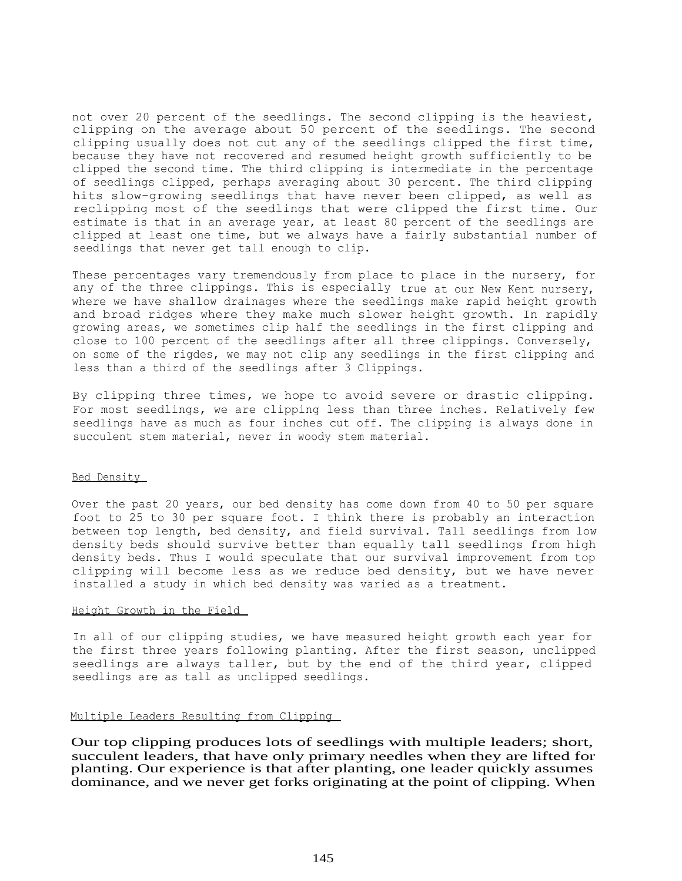not over 20 percent of the seedlings. The second clipping is the heaviest, clipping on the average about 50 percent of the seedlings. The second clipping usually does not cut any of the seedlings clipped the first time, because they have not recovered and resumed height growth sufficiently to be clipped the second time. The third clipping is intermediate in the percentage of seedlings clipped, perhaps averaging about 30 percent. The third clipping hits slow-growing seedlings that have never been clipped, as well as reclipping most of the seedlings that were clipped the first time. Our estimate is that in an average year, at least 80 percent of the seedlings are clipped at least one time, but we always have a fairly substantial number of seedlings that never get tall enough to clip.

These percentages vary tremendously from place to place in the nursery, for any of the three clippings. This is especially true at our New Kent nursery, where we have shallow drainages where the seedlings make rapid height growth and broad ridges where they make much slower height growth. In rapidly growing areas, we sometimes clip half the seedlings in the first clipping and close to 100 percent of the seedlings after all three clippings. Conversely, on some of the rigdes, we may not clip any seedlings in the first clipping and less than a third of the seedlings after 3 Clippings.

By clipping three times, we hope to avoid severe or drastic clipping. For most seedlings, we are clipping less than three inches. Relatively few seedlings have as much as four inches cut off. The clipping is always done in succulent stem material, never in woody stem material.

## Bed Density

Over the past 20 years, our bed density has come down from 40 to 50 per square foot to 25 to 30 per square foot. I think there is probably an interaction between top length, bed density, and field survival. Tall seedlings from low density beds should survive better than equally tall seedlings from high density beds. Thus I would speculate that our survival improvement from top clipping will become less as we reduce bed density, but we have never installed a study in which bed density was varied as a treatment.

## Height Growth in the Field

In all of our clipping studies, we have measured height growth each year for the first three years following planting. After the first season, unclipped seedlings are always taller, but by the end of the third year, clipped seedlings are as tall as unclipped seedlings.

## Multiple Leaders Resulting from Clipping

Our top clipping produces lots of seedlings with multiple leaders; short, succulent leaders, that have only primary needles when they are lifted for planting. Our experience is that after planting, one leader quickly assumes dominance, and we never get forks originating at the point of clipping. When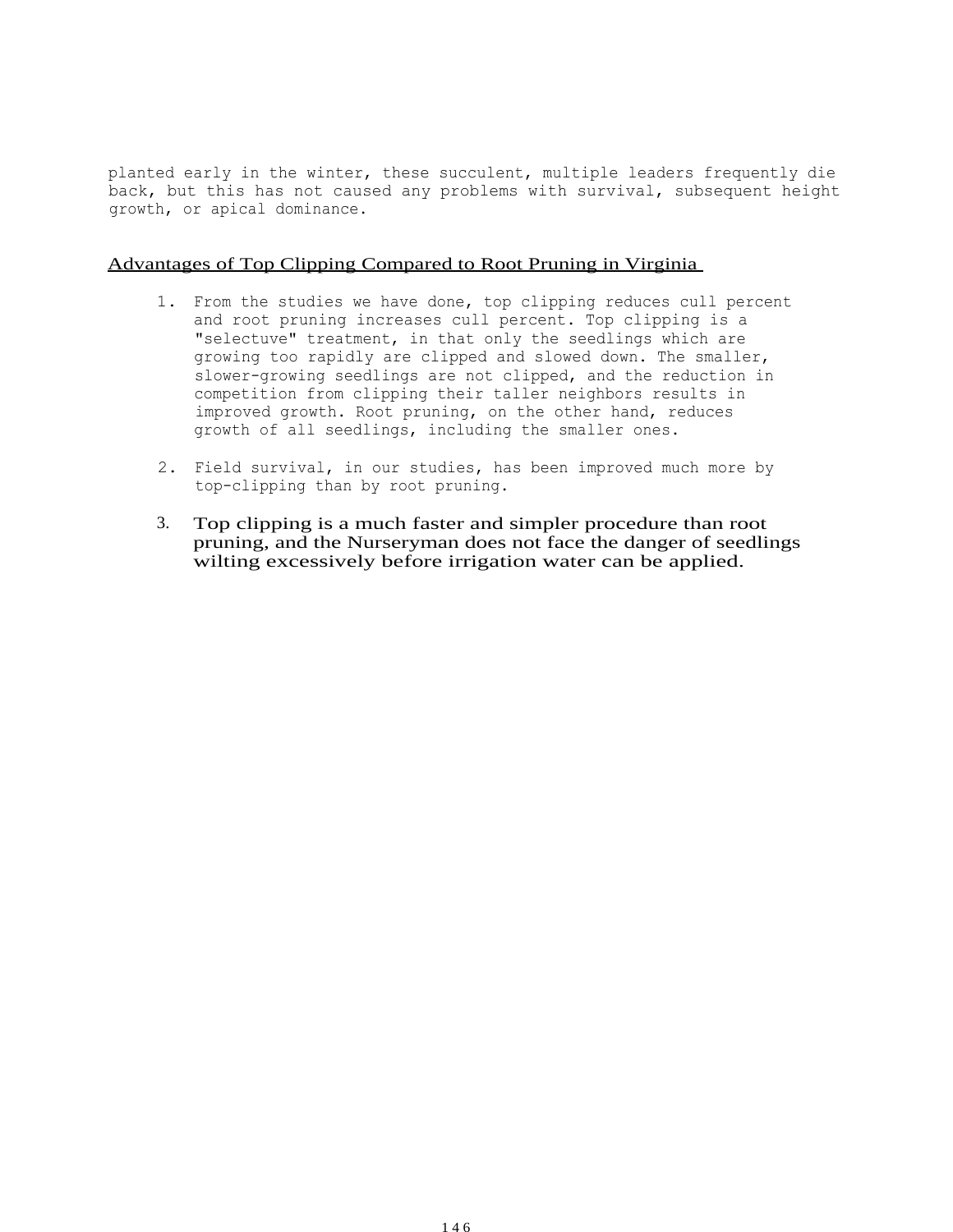planted early in the winter, these succulent, multiple leaders frequently die back, but this has not caused any problems with survival, subsequent height growth, or apical dominance.

## Advantages of Top Clipping Compared to Root Pruning in Virginia

1. From the studies we have done, top clipping reduces cull percent and root pruning increases cull percent. Top clipping is a "selectuve" treatment, in that only the seedlings which are growing too rapidly are clipped and slowed down. The smaller, slower-growing seedlings are not clipped, and the reduction in competition from clipping their taller neighbors results in improved growth. Root pruning, on the other hand, reduces growth of all seedlings, including the smaller ones.

2. Field survival, in our studies, has been improved much more by top-clipping than by root pruning.

3. Top clipping is a much faster and simpler procedure than root pruning, and the Nurseryman does not face the danger of seedlings wilting excessively before irrigation water can be applied.